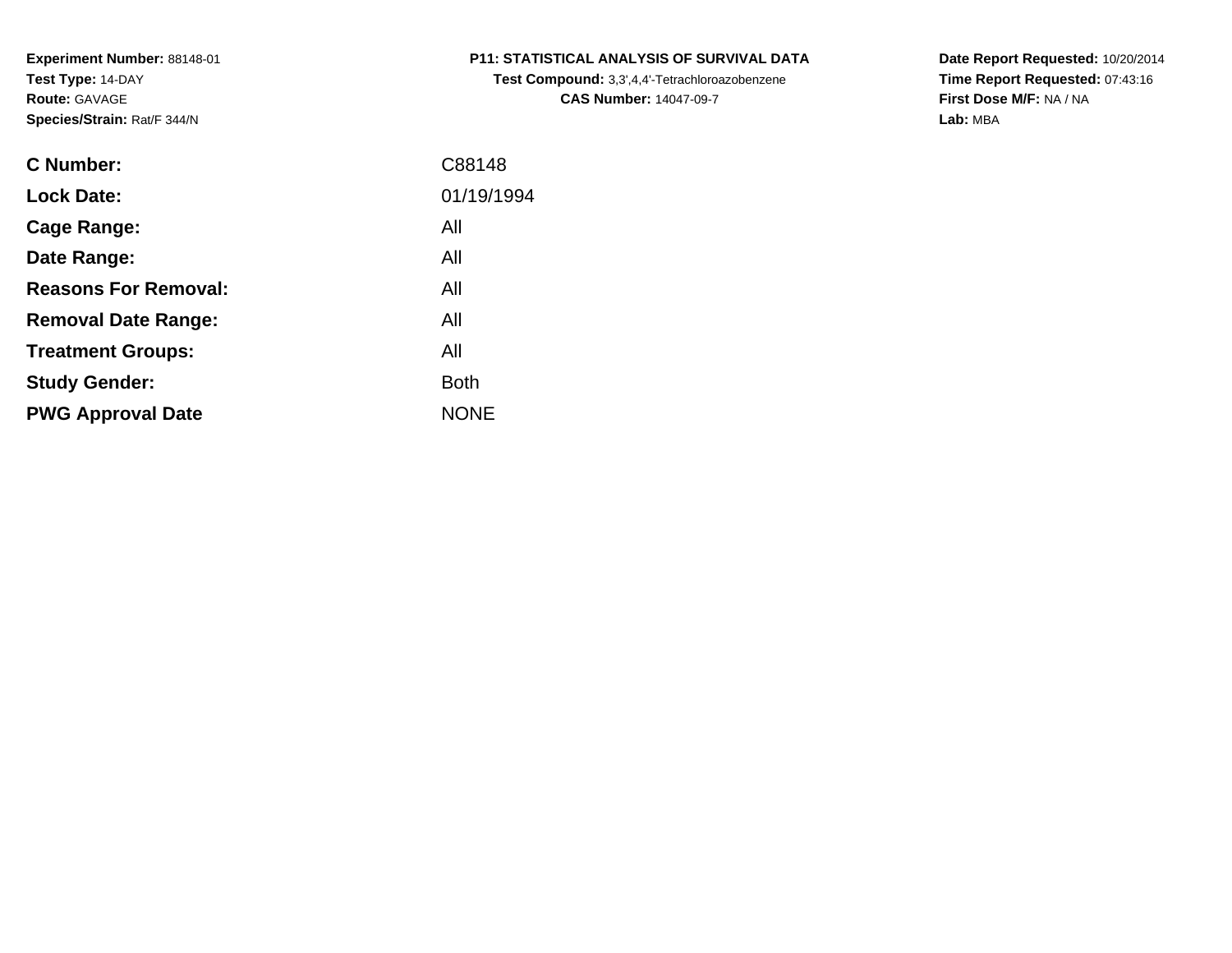**Experiment Number:** 88148-01
**Test Type:** 14-DAY
**Route:** GAVAGE
**Species/Strain:** Rat/F 344/N

**P11: STATISTICAL ANALYSIS OF SURVIVAL DATA**
**Test Compound:** 3,3',4,4'-Tetrachloroazobenzene
**CAS Number:** 14047-09-7

**Date Report Requested:** 10/20/2014
**Time Report Requested:** 07:43:16
**First Dose M/F:** NA / NA
**Lab:** MBA

| | |
|---|---|
| **C Number:** | C88148 |
| **Lock Date:** | 01/19/1994 |
| **Cage Range:** | All |
| **Date Range:** | All |
| **Reasons For Removal:** | All |
| **Removal Date Range:** | All |
| **Treatment Groups:** | All |
| **Study Gender:** | Both |
| **PWG Approval Date** | NONE |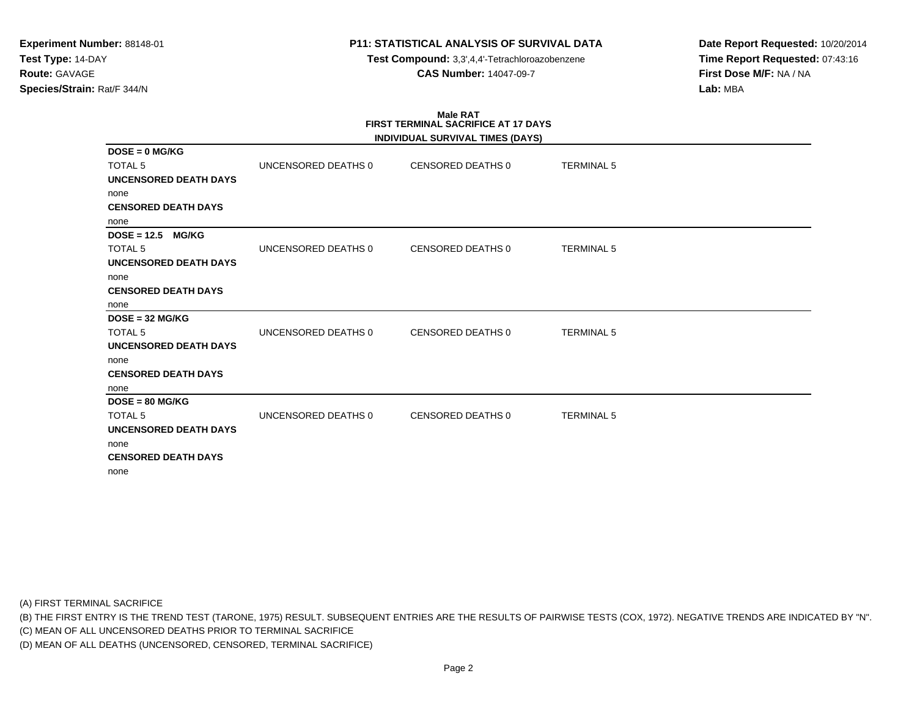**Experiment Number:** 88148-01
**Test Type:** 14-DAY
**Route:** GAVAGE
**Species/Strain:** Rat/F 344/N

**P11: STATISTICAL ANALYSIS OF SURVIVAL DATA**
**Test Compound:** 3,3',4,4'-Tetrachloroazobenzene
**CAS Number:** 14047-09-7

**Date Report Requested:** 10/20/2014
**Time Report Requested:** 07:43:16
**First Dose M/F:** NA / NA
**Lab:** MBA

**Male RAT**
**FIRST TERMINAL SACRIFICE AT 17 DAYS**
**INDIVIDUAL SURVIVAL TIMES (DAYS)**

**DOSE = 0 MG/KG**

| TOTAL 5 | UNCENSORED DEATHS 0 | CENSORED DEATHS 0 | TERMINAL 5 |
|---|---|---|---|

**UNCENSORED DEATH DAYS**
none
**CENSORED DEATH DAYS**
none

**DOSE = 12.5 MG/KG**

| TOTAL 5 | UNCENSORED DEATHS 0 | CENSORED DEATHS 0 | TERMINAL 5 |
|---|---|---|---|

**UNCENSORED DEATH DAYS**
none
**CENSORED DEATH DAYS**
none

**DOSE = 32 MG/KG**

| TOTAL 5 | UNCENSORED DEATHS 0 | CENSORED DEATHS 0 | TERMINAL 5 |
|---|---|---|---|

**UNCENSORED DEATH DAYS**
none
**CENSORED DEATH DAYS**
none

**DOSE = 80 MG/KG**

| TOTAL 5 | UNCENSORED DEATHS 0 | CENSORED DEATHS 0 | TERMINAL 5 |
|---|---|---|---|

**UNCENSORED DEATH DAYS**
none
**CENSORED DEATH DAYS**
none

(A) FIRST TERMINAL SACRIFICE
(B) THE FIRST ENTRY IS THE TREND TEST (TARONE, 1975) RESULT. SUBSEQUENT ENTRIES ARE THE RESULTS OF PAIRWISE TESTS (COX, 1972). NEGATIVE TRENDS ARE INDICATED BY "N".
(C) MEAN OF ALL UNCENSORED DEATHS PRIOR TO TERMINAL SACRIFICE
(D) MEAN OF ALL DEATHS (UNCENSORED, CENSORED, TERMINAL SACRIFICE)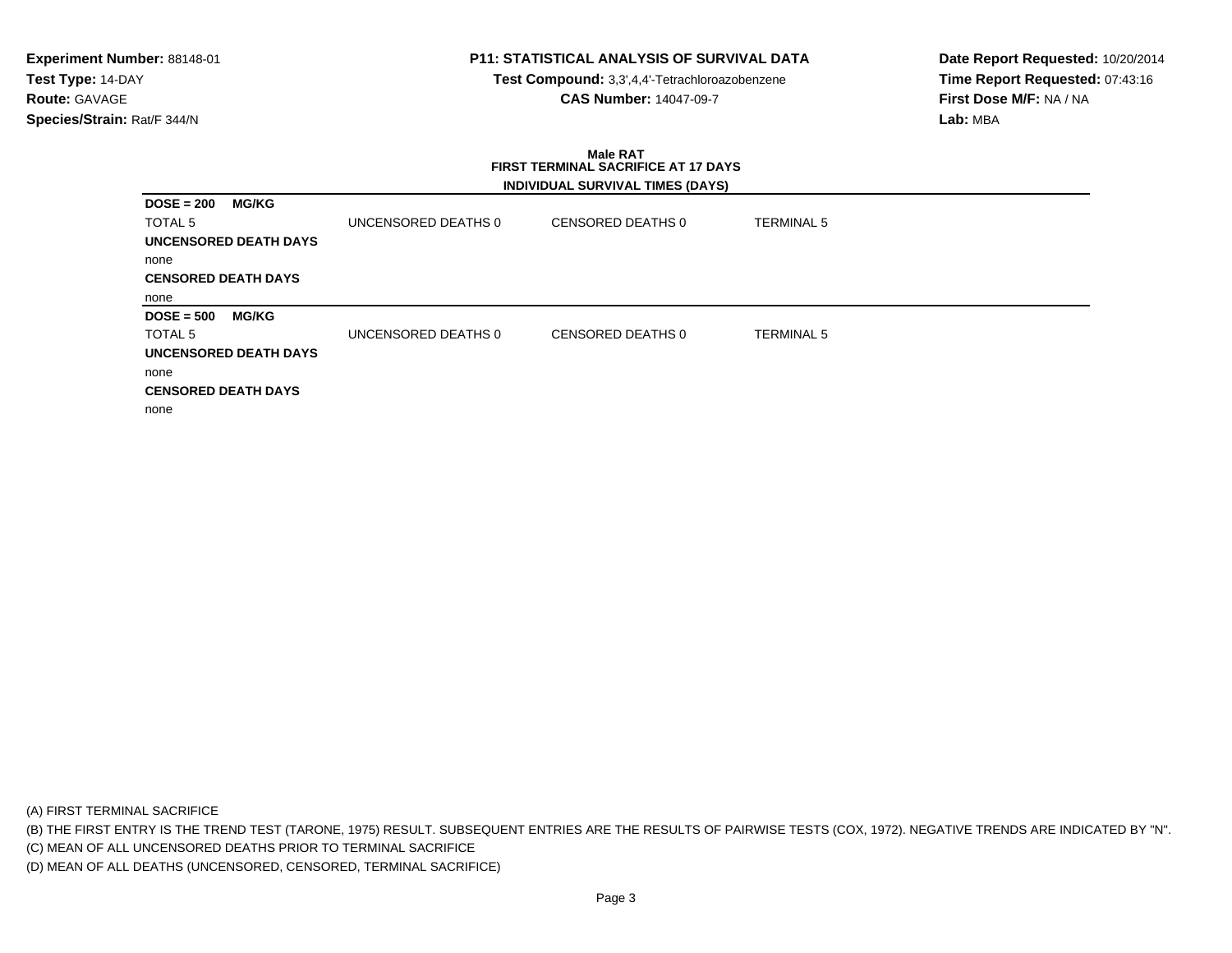**Experiment Number:** 88148-01
**Test Type:** 14-DAY
**Route:** GAVAGE
**Species/Strain:** Rat/F 344/N

**P11: STATISTICAL ANALYSIS OF SURVIVAL DATA**
**Test Compound:** 3,3',4,4'-Tetrachloroazobenzene
**CAS Number:** 14047-09-7

**Date Report Requested:** 10/20/2014
**Time Report Requested:** 07:43:16
**First Dose M/F:** NA / NA
**Lab:** MBA

**Male RAT**
**FIRST TERMINAL SACRIFICE AT 17 DAYS**
**INDIVIDUAL SURVIVAL TIMES (DAYS)**

**DOSE = 200 MG/KG**

| TOTAL 5 | UNCENSORED DEATHS 0 | CENSORED DEATHS 0 | TERMINAL 5 |
|---|---|---|---|

**UNCENSORED DEATH DAYS**

none

**CENSORED DEATH DAYS**

none

**DOSE = 500 MG/KG**

| TOTAL 5 | UNCENSORED DEATHS 0 | CENSORED DEATHS 0 | TERMINAL 5 |
|---|---|---|---|

**UNCENSORED DEATH DAYS**

none

**CENSORED DEATH DAYS**

none

(A) FIRST TERMINAL SACRIFICE
(B) THE FIRST ENTRY IS THE TREND TEST (TARONE, 1975) RESULT. SUBSEQUENT ENTRIES ARE THE RESULTS OF PAIRWISE TESTS (COX, 1972). NEGATIVE TRENDS ARE INDICATED BY "N".
(C) MEAN OF ALL UNCENSORED DEATHS PRIOR TO TERMINAL SACRIFICE
(D) MEAN OF ALL DEATHS (UNCENSORED, CENSORED, TERMINAL SACRIFICE)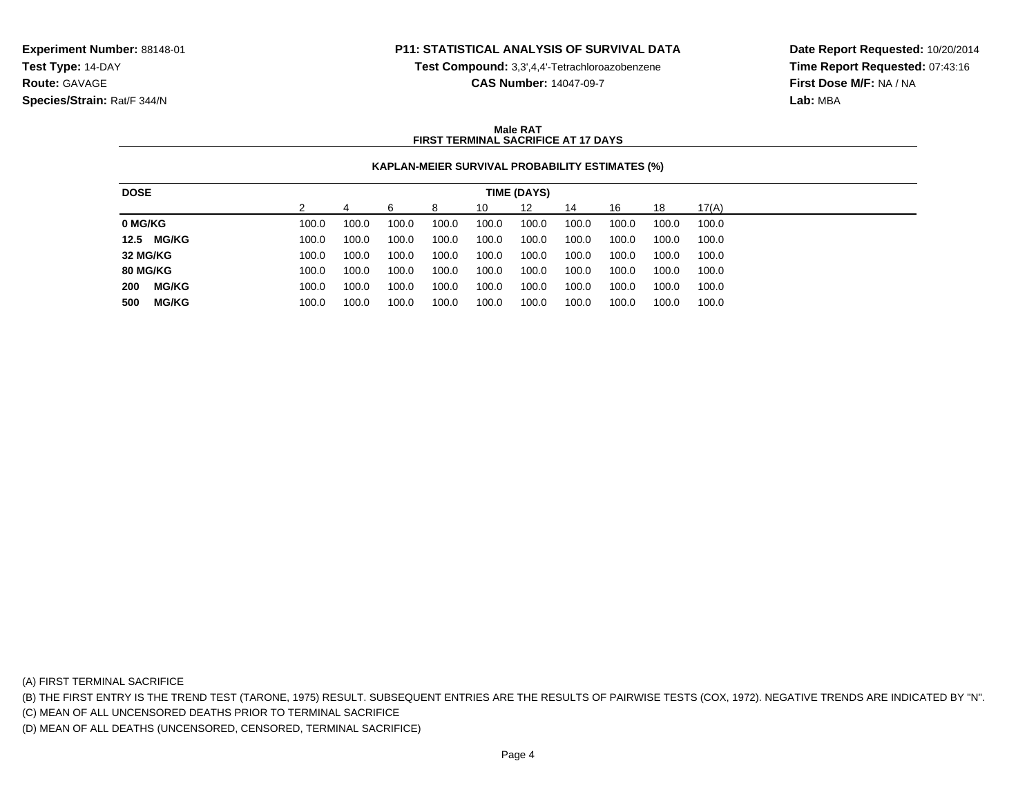**Experiment Number:** 88148-01
**Test Type:** 14-DAY
**Route:** GAVAGE
**Species/Strain:** Rat/F 344/N

**P11: STATISTICAL ANALYSIS OF SURVIVAL DATA**
**Test Compound:** 3,3',4,4'-Tetrachloroazobenzene
**CAS Number:** 14047-09-7

**Date Report Requested:** 10/20/2014
**Time Report Requested:** 07:43:16
**First Dose M/F:** NA / NA
**Lab:** MBA

## Male RAT
## FIRST TERMINAL SACRIFICE AT 17 DAYS

### KAPLAN-MEIER SURVIVAL PROBABILITY ESTIMATES (%)

| DOSE | TIME (DAYS) | | | | | | | | | |
|---|---|---|---|---|---|---|---|---|---|---|
| | 2 | 4 | 6 | 8 | 10 | 12 | 14 | 16 | 18 | 17(A) |
| **0 MG/KG** | 100.0 | 100.0 | 100.0 | 100.0 | 100.0 | 100.0 | 100.0 | 100.0 | 100.0 | 100.0 |
| **12.5 MG/KG** | 100.0 | 100.0 | 100.0 | 100.0 | 100.0 | 100.0 | 100.0 | 100.0 | 100.0 | 100.0 |
| **32 MG/KG** | 100.0 | 100.0 | 100.0 | 100.0 | 100.0 | 100.0 | 100.0 | 100.0 | 100.0 | 100.0 |
| **80 MG/KG** | 100.0 | 100.0 | 100.0 | 100.0 | 100.0 | 100.0 | 100.0 | 100.0 | 100.0 | 100.0 |
| **200 MG/KG** | 100.0 | 100.0 | 100.0 | 100.0 | 100.0 | 100.0 | 100.0 | 100.0 | 100.0 | 100.0 |
| **500 MG/KG** | 100.0 | 100.0 | 100.0 | 100.0 | 100.0 | 100.0 | 100.0 | 100.0 | 100.0 | 100.0 |

(A) FIRST TERMINAL SACRIFICE
(B) THE FIRST ENTRY IS THE TREND TEST (TARONE, 1975) RESULT. SUBSEQUENT ENTRIES ARE THE RESULTS OF PAIRWISE TESTS (COX, 1972). NEGATIVE TRENDS ARE INDICATED BY "N".
(C) MEAN OF ALL UNCENSORED DEATHS PRIOR TO TERMINAL SACRIFICE
(D) MEAN OF ALL DEATHS (UNCENSORED, CENSORED, TERMINAL SACRIFICE)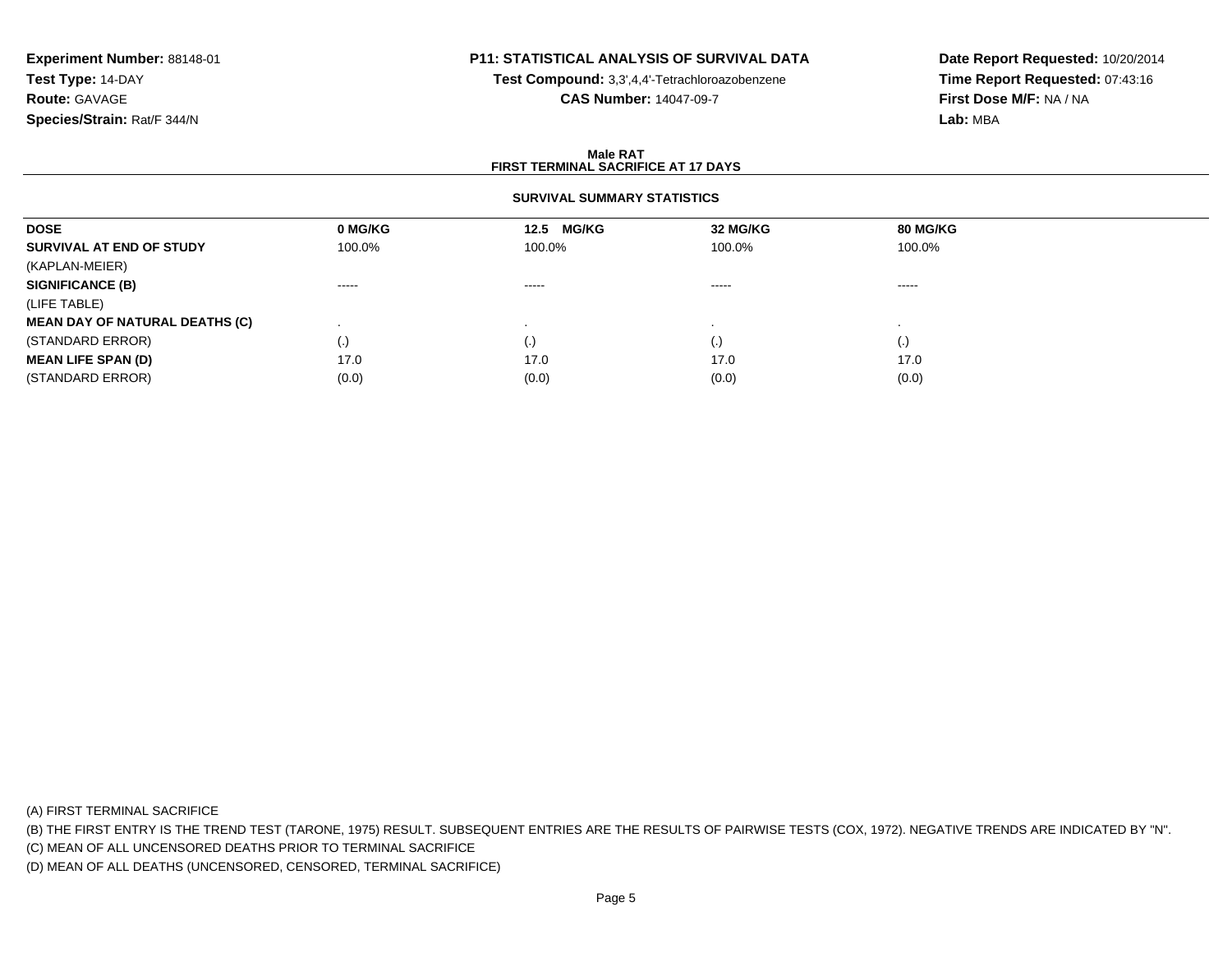**Experiment Number:** 88148-01
**Test Type:** 14-DAY
**Route:** GAVAGE
**Species/Strain:** Rat/F 344/N

**P11: STATISTICAL ANALYSIS OF SURVIVAL DATA**
**Test Compound:** 3,3',4,4'-Tetrachloroazobenzene
**CAS Number:** 14047-09-7

**Date Report Requested:** 10/20/2014
**Time Report Requested:** 07:43:16
**First Dose M/F:** NA / NA
**Lab:** MBA

**Male RAT**
**FIRST TERMINAL SACRIFICE AT 17 DAYS**

**SURVIVAL SUMMARY STATISTICS**

| DOSE | 0 MG/KG | 12.5 MG/KG | 32 MG/KG | 80 MG/KG |
|---|---|---|---|---|
| **SURVIVAL AT END OF STUDY** | 100.0% | 100.0% | 100.0% | 100.0% |
| (KAPLAN-MEIER) | | | | |
| **SIGNIFICANCE (B)** | ----- | ----- | ----- | ----- |
| (LIFE TABLE) | | | | |
| **MEAN DAY OF NATURAL DEATHS (C)** | . | . | . | . |
| (STANDARD ERROR) | (.) | (.) | (.) | (.) |
| **MEAN LIFE SPAN (D)** | 17.0 | 17.0 | 17.0 | 17.0 |
| (STANDARD ERROR) | (0.0) | (0.0) | (0.0) | (0.0) |

(A) FIRST TERMINAL SACRIFICE
(B) THE FIRST ENTRY IS THE TREND TEST (TARONE, 1975) RESULT. SUBSEQUENT ENTRIES ARE THE RESULTS OF PAIRWISE TESTS (COX, 1972). NEGATIVE TRENDS ARE INDICATED BY "N".
(C) MEAN OF ALL UNCENSORED DEATHS PRIOR TO TERMINAL SACRIFICE
(D) MEAN OF ALL DEATHS (UNCENSORED, CENSORED, TERMINAL SACRIFICE)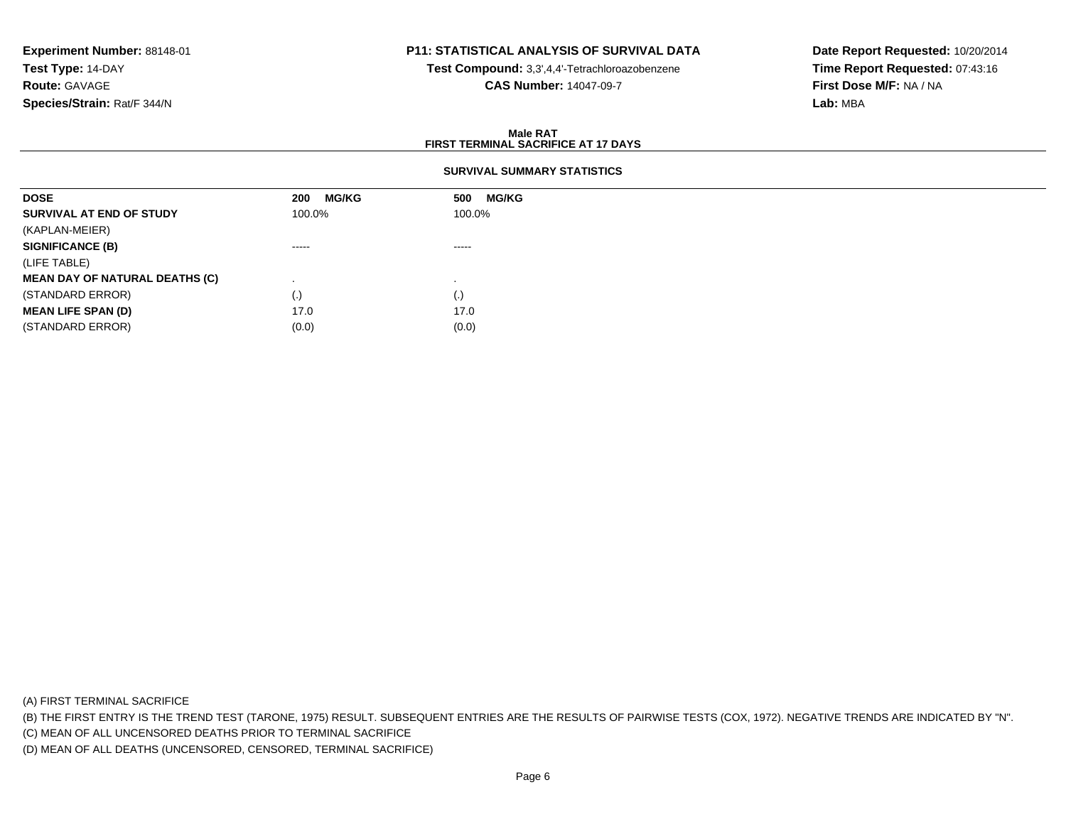**Experiment Number:** 88148-01
**Test Type:** 14-DAY
**Route:** GAVAGE
**Species/Strain:** Rat/F 344/N

**P11: STATISTICAL ANALYSIS OF SURVIVAL DATA**
**Test Compound:** 3,3',4,4'-Tetrachloroazobenzene
**CAS Number:** 14047-09-7

**Date Report Requested:** 10/20/2014
**Time Report Requested:** 07:43:16
**First Dose M/F:** NA / NA
**Lab:** MBA

**Male RAT**
**FIRST TERMINAL SACRIFICE AT 17 DAYS**

**SURVIVAL SUMMARY STATISTICS**

| DOSE | 200 MG/KG | 500 MG/KG |
|---|---|---|
| **SURVIVAL AT END OF STUDY** | 100.0% | 100.0% |
| (KAPLAN-MEIER) | | |
| **SIGNIFICANCE (B)** | ----- | ----- |
| (LIFE TABLE) | | |
| **MEAN DAY OF NATURAL DEATHS (C)** | . | . |
| (STANDARD ERROR) | (.) | (.) |
| **MEAN LIFE SPAN (D)** | 17.0 | 17.0 |
| (STANDARD ERROR) | (0.0) | (0.0) |

(A) FIRST TERMINAL SACRIFICE
(B) THE FIRST ENTRY IS THE TREND TEST (TARONE, 1975) RESULT. SUBSEQUENT ENTRIES ARE THE RESULTS OF PAIRWISE TESTS (COX, 1972). NEGATIVE TRENDS ARE INDICATED BY "N".
(C) MEAN OF ALL UNCENSORED DEATHS PRIOR TO TERMINAL SACRIFICE
(D) MEAN OF ALL DEATHS (UNCENSORED, CENSORED, TERMINAL SACRIFICE)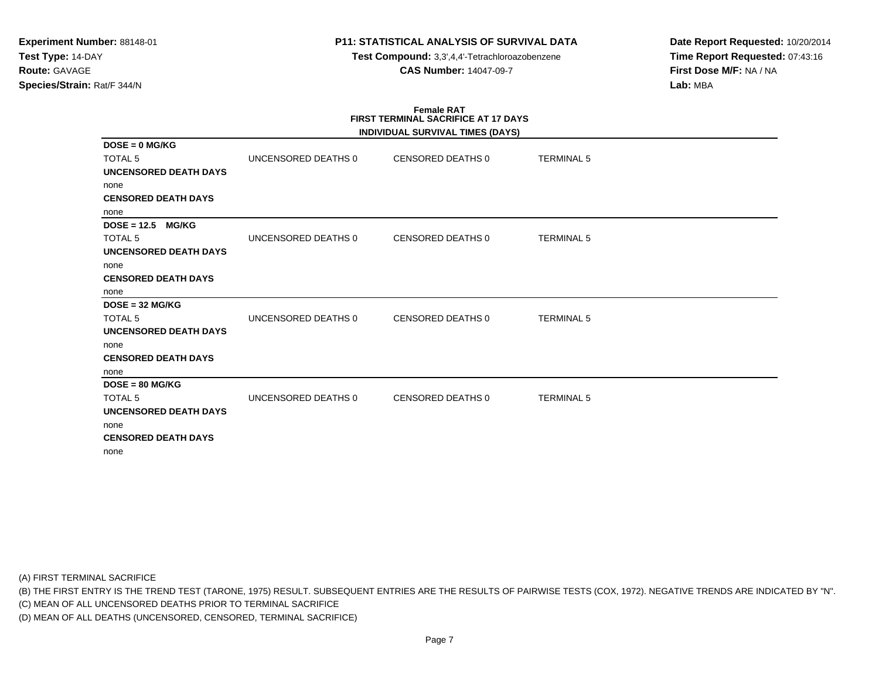**Experiment Number:** 88148-01
**Test Type:** 14-DAY
**Route:** GAVAGE
**Species/Strain:** Rat/F 344/N

**P11: STATISTICAL ANALYSIS OF SURVIVAL DATA**
**Test Compound:** 3,3',4,4'-Tetrachloroazobenzene
**CAS Number:** 14047-09-7

**Date Report Requested:** 10/20/2014
**Time Report Requested:** 07:43:16
**First Dose M/F:** NA / NA
**Lab:** MBA

**Female RAT**
**FIRST TERMINAL SACRIFICE AT 17 DAYS**
**INDIVIDUAL SURVIVAL TIMES (DAYS)**

**DOSE = 0 MG/KG**

| TOTAL 5 | UNCENSORED DEATHS 0 | CENSORED DEATHS 0 | TERMINAL 5 |
|---|---|---|---|

**UNCENSORED DEATH DAYS**
none
**CENSORED DEATH DAYS**
none

**DOSE = 12.5 MG/KG**

| TOTAL 5 | UNCENSORED DEATHS 0 | CENSORED DEATHS 0 | TERMINAL 5 |
|---|---|---|---|

**UNCENSORED DEATH DAYS**
none
**CENSORED DEATH DAYS**
none

**DOSE = 32 MG/KG**

| TOTAL 5 | UNCENSORED DEATHS 0 | CENSORED DEATHS 0 | TERMINAL 5 |
|---|---|---|---|

**UNCENSORED DEATH DAYS**
none
**CENSORED DEATH DAYS**
none

**DOSE = 80 MG/KG**

| TOTAL 5 | UNCENSORED DEATHS 0 | CENSORED DEATHS 0 | TERMINAL 5 |
|---|---|---|---|

**UNCENSORED DEATH DAYS**
none
**CENSORED DEATH DAYS**
none

(A) FIRST TERMINAL SACRIFICE
(B) THE FIRST ENTRY IS THE TREND TEST (TARONE, 1975) RESULT. SUBSEQUENT ENTRIES ARE THE RESULTS OF PAIRWISE TESTS (COX, 1972). NEGATIVE TRENDS ARE INDICATED BY "N".
(C) MEAN OF ALL UNCENSORED DEATHS PRIOR TO TERMINAL SACRIFICE
(D) MEAN OF ALL DEATHS (UNCENSORED, CENSORED, TERMINAL SACRIFICE)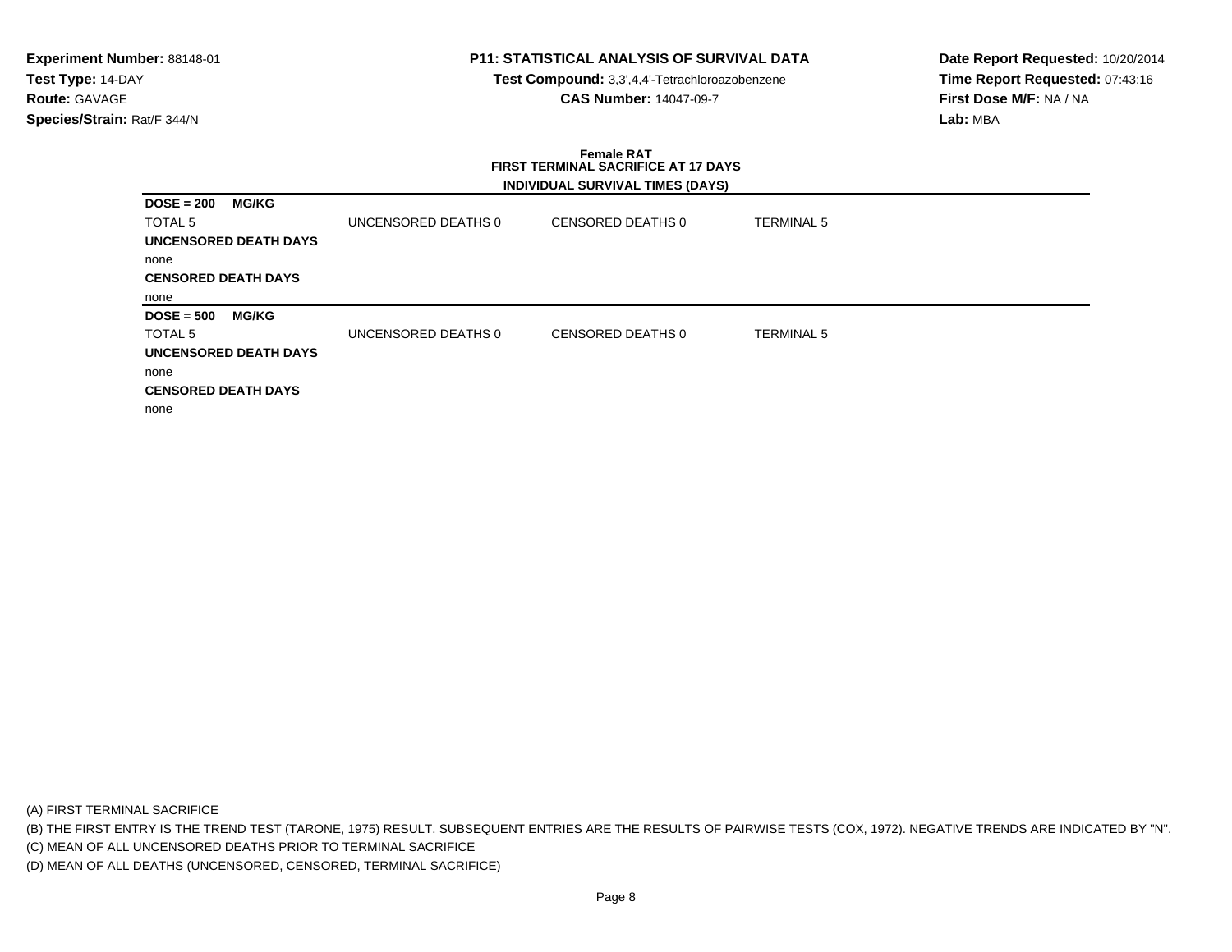**Experiment Number:** 88148-01
**Test Type:** 14-DAY
**Route:** GAVAGE
**Species/Strain:** Rat/F 344/N

**P11: STATISTICAL ANALYSIS OF SURVIVAL DATA**
**Test Compound:** 3,3',4,4'-Tetrachloroazobenzene
**CAS Number:** 14047-09-7

**Date Report Requested:** 10/20/2014
**Time Report Requested:** 07:43:16
**First Dose M/F:** NA / NA
**Lab:** MBA

**Female RAT**
**FIRST TERMINAL SACRIFICE AT 17 DAYS**
**INDIVIDUAL SURVIVAL TIMES (DAYS)**

**DOSE = 200 MG/KG**

| TOTAL 5 | UNCENSORED DEATHS 0 | CENSORED DEATHS 0 | TERMINAL 5 |
|---|---|---|---|

**UNCENSORED DEATH DAYS**

none

**CENSORED DEATH DAYS**

none

**DOSE = 500 MG/KG**

| TOTAL 5 | UNCENSORED DEATHS 0 | CENSORED DEATHS 0 | TERMINAL 5 |
|---|---|---|---|

**UNCENSORED DEATH DAYS**

none

**CENSORED DEATH DAYS**

none

(A) FIRST TERMINAL SACRIFICE
(B) THE FIRST ENTRY IS THE TREND TEST (TARONE, 1975) RESULT. SUBSEQUENT ENTRIES ARE THE RESULTS OF PAIRWISE TESTS (COX, 1972). NEGATIVE TRENDS ARE INDICATED BY "N".
(C) MEAN OF ALL UNCENSORED DEATHS PRIOR TO TERMINAL SACRIFICE
(D) MEAN OF ALL DEATHS (UNCENSORED, CENSORED, TERMINAL SACRIFICE)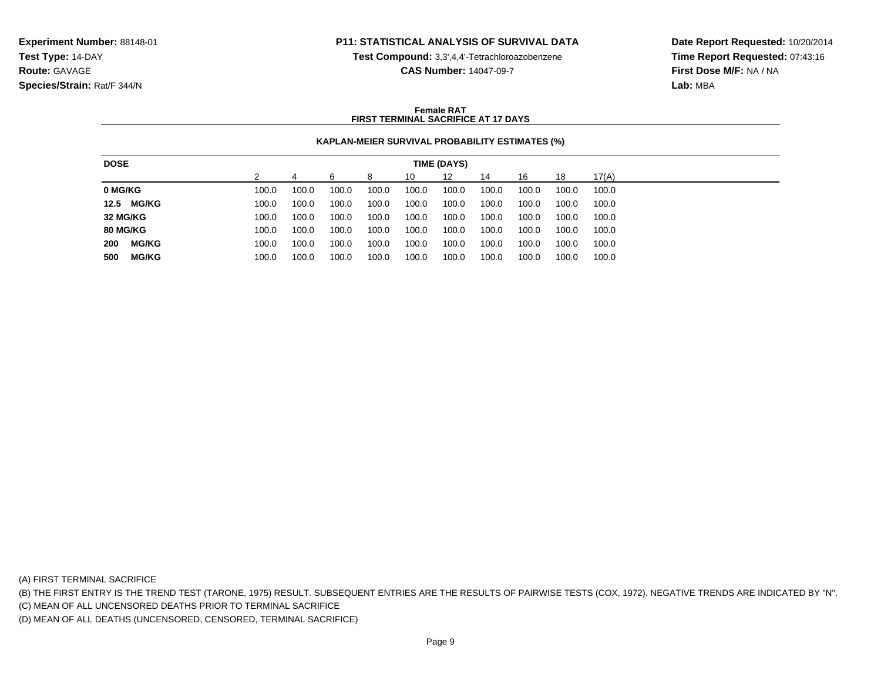**Experiment Number:** 88148-01
**Test Type:** 14-DAY
**Route:** GAVAGE
**Species/Strain:** Rat/F 344/N

**P11: STATISTICAL ANALYSIS OF SURVIVAL DATA**
**Test Compound:** 3,3',4,4'-Tetrachloroazobenzene
**CAS Number:** 14047-09-7

**Date Report Requested:** 10/20/2014
**Time Report Requested:** 07:43:16
**First Dose M/F:** NA / NA
**Lab:** MBA

**Female RAT**
**FIRST TERMINAL SACRIFICE AT 17 DAYS**

**KAPLAN-MEIER SURVIVAL PROBABILITY ESTIMATES (%)**

| DOSE | TIME (DAYS) | | | | | | | | | |
|---|---|---|---|---|---|---|---|---|---|---|
| | 2 | 4 | 6 | 8 | 10 | 12 | 14 | 16 | 18 | 17(A) |
| **0 MG/KG** | 100.0 | 100.0 | 100.0 | 100.0 | 100.0 | 100.0 | 100.0 | 100.0 | 100.0 | 100.0 |
| **12.5 MG/KG** | 100.0 | 100.0 | 100.0 | 100.0 | 100.0 | 100.0 | 100.0 | 100.0 | 100.0 | 100.0 |
| **32 MG/KG** | 100.0 | 100.0 | 100.0 | 100.0 | 100.0 | 100.0 | 100.0 | 100.0 | 100.0 | 100.0 |
| **80 MG/KG** | 100.0 | 100.0 | 100.0 | 100.0 | 100.0 | 100.0 | 100.0 | 100.0 | 100.0 | 100.0 |
| **200 MG/KG** | 100.0 | 100.0 | 100.0 | 100.0 | 100.0 | 100.0 | 100.0 | 100.0 | 100.0 | 100.0 |
| **500 MG/KG** | 100.0 | 100.0 | 100.0 | 100.0 | 100.0 | 100.0 | 100.0 | 100.0 | 100.0 | 100.0 |

(A) FIRST TERMINAL SACRIFICE
(B) THE FIRST ENTRY IS THE TREND TEST (TARONE, 1975) RESULT. SUBSEQUENT ENTRIES ARE THE RESULTS OF PAIRWISE TESTS (COX, 1972). NEGATIVE TRENDS ARE INDICATED BY "N".
(C) MEAN OF ALL UNCENSORED DEATHS PRIOR TO TERMINAL SACRIFICE
(D) MEAN OF ALL DEATHS (UNCENSORED, CENSORED, TERMINAL SACRIFICE)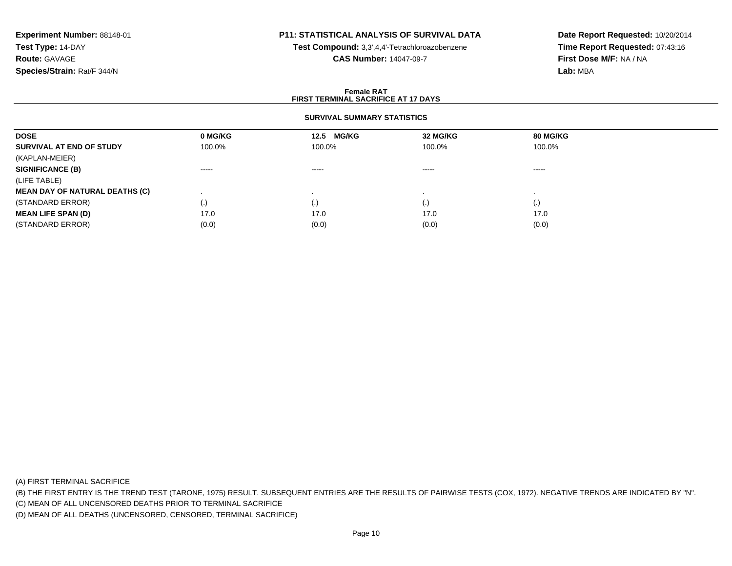**Experiment Number:** 88148-01
**Test Type:** 14-DAY
**Route:** GAVAGE
**Species/Strain:** Rat/F 344/N

**P11: STATISTICAL ANALYSIS OF SURVIVAL DATA**
**Test Compound:** 3,3',4,4'-Tetrachloroazobenzene
**CAS Number:** 14047-09-7

**Date Report Requested:** 10/20/2014
**Time Report Requested:** 07:43:16
**First Dose M/F:** NA / NA
**Lab:** MBA

**Female RAT**
**FIRST TERMINAL SACRIFICE AT 17 DAYS**

**SURVIVAL SUMMARY STATISTICS**

| DOSE | 0 MG/KG | 12.5 MG/KG | 32 MG/KG | 80 MG/KG |
|---|---|---|---|---|
| **SURVIVAL AT END OF STUDY** | 100.0% | 100.0% | 100.0% | 100.0% |
| (KAPLAN-MEIER) | | | | |
| **SIGNIFICANCE (B)** | ----- | ----- | ----- | ----- |
| (LIFE TABLE) | | | | |
| **MEAN DAY OF NATURAL DEATHS (C)** | . | . | . | . |
| (STANDARD ERROR) | (.) | (.) | (.) | (.) |
| **MEAN LIFE SPAN (D)** | 17.0 | 17.0 | 17.0 | 17.0 |
| (STANDARD ERROR) | (0.0) | (0.0) | (0.0) | (0.0) |

(A) FIRST TERMINAL SACRIFICE

(B) THE FIRST ENTRY IS THE TREND TEST (TARONE, 1975) RESULT. SUBSEQUENT ENTRIES ARE THE RESULTS OF PAIRWISE TESTS (COX, 1972). NEGATIVE TRENDS ARE INDICATED BY "N".

(C) MEAN OF ALL UNCENSORED DEATHS PRIOR TO TERMINAL SACRIFICE

(D) MEAN OF ALL DEATHS (UNCENSORED, CENSORED, TERMINAL SACRIFICE)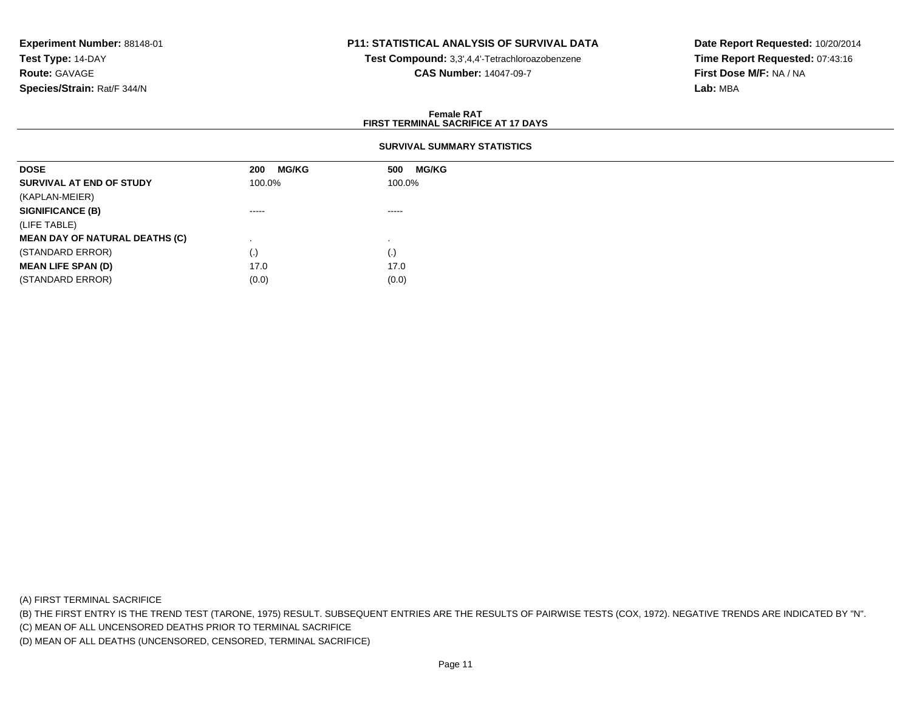**Experiment Number:** 88148-01
**Test Type:** 14-DAY
**Route:** GAVAGE
**Species/Strain:** Rat/F 344/N

**P11: STATISTICAL ANALYSIS OF SURVIVAL DATA**
**Test Compound:** 3,3',4,4'-Tetrachloroazobenzene
**CAS Number:** 14047-09-7

**Date Report Requested:** 10/20/2014
**Time Report Requested:** 07:43:16
**First Dose M/F:** NA / NA
**Lab:** MBA

**Female RAT**
**FIRST TERMINAL SACRIFICE AT 17 DAYS**

**SURVIVAL SUMMARY STATISTICS**

| **DOSE** | **200 MG/KG** | **500 MG/KG** |
|---|---|---|
| **SURVIVAL AT END OF STUDY** | 100.0% | 100.0% |
| (KAPLAN-MEIER) | | |
| **SIGNIFICANCE (B)** | ----- | ----- |
| (LIFE TABLE) | | |
| **MEAN DAY OF NATURAL DEATHS (C)** | . | . |
| (STANDARD ERROR) | (.) | (.) |
| **MEAN LIFE SPAN (D)** | 17.0 | 17.0 |
| (STANDARD ERROR) | (0.0) | (0.0) |

(A) FIRST TERMINAL SACRIFICE

(B) THE FIRST ENTRY IS THE TREND TEST (TARONE, 1975) RESULT. SUBSEQUENT ENTRIES ARE THE RESULTS OF PAIRWISE TESTS (COX, 1972). NEGATIVE TRENDS ARE INDICATED BY "N".

(C) MEAN OF ALL UNCENSORED DEATHS PRIOR TO TERMINAL SACRIFICE

(D) MEAN OF ALL DEATHS (UNCENSORED, CENSORED, TERMINAL SACRIFICE)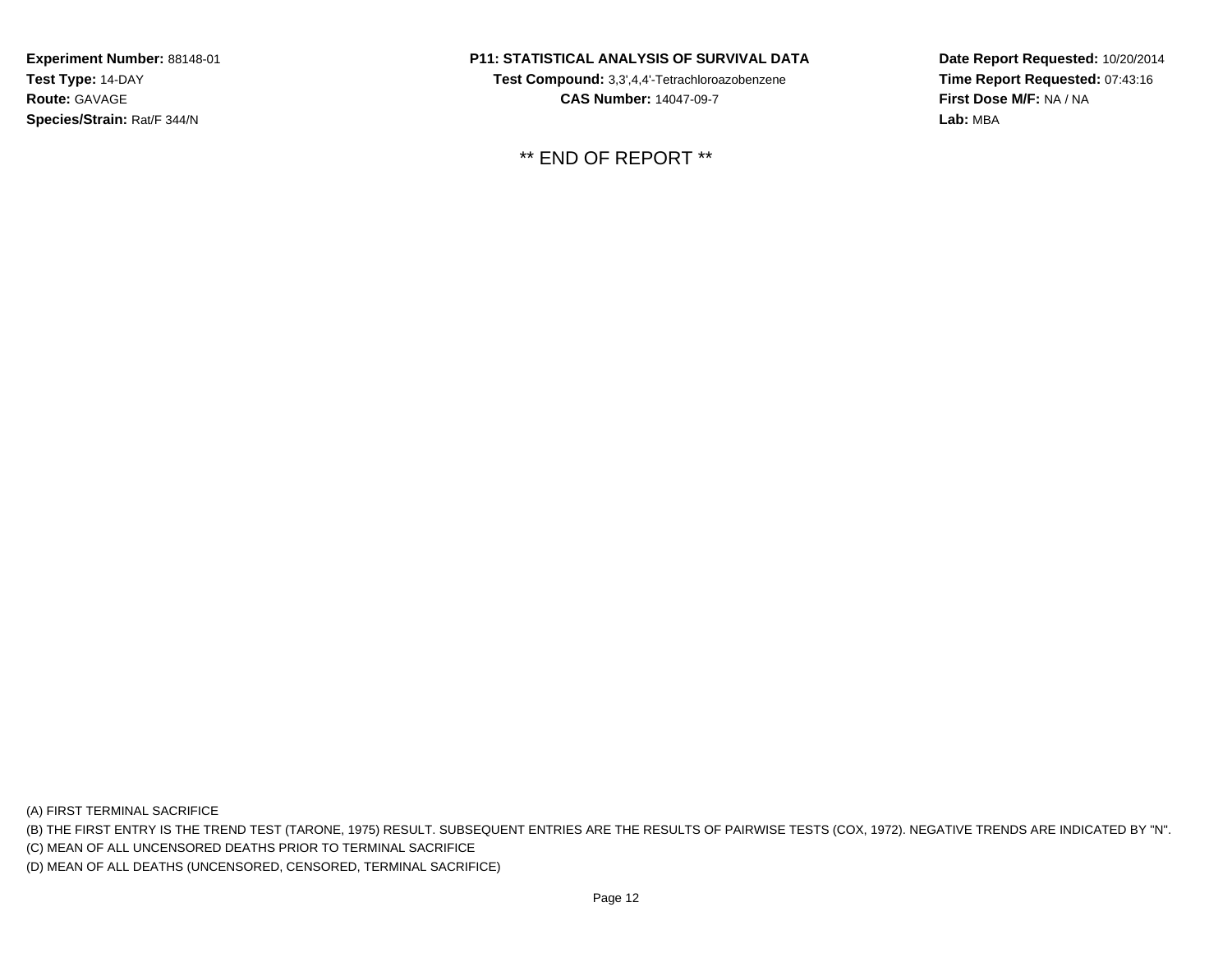**Experiment Number:** 88148-01
**Test Type:** 14-DAY
**Route:** GAVAGE
**Species/Strain:** Rat/F 344/N

**P11: STATISTICAL ANALYSIS OF SURVIVAL DATA**
**Test Compound:** 3,3',4,4'-Tetrachloroazobenzene
**CAS Number:** 14047-09-7

**Date Report Requested:** 10/20/2014
**Time Report Requested:** 07:43:16
**First Dose M/F:** NA / NA
**Lab:** MBA

** END OF REPORT **

(A) FIRST TERMINAL SACRIFICE
(B) THE FIRST ENTRY IS THE TREND TEST (TARONE, 1975) RESULT. SUBSEQUENT ENTRIES ARE THE RESULTS OF PAIRWISE TESTS (COX, 1972). NEGATIVE TRENDS ARE INDICATED BY "N".
(C) MEAN OF ALL UNCENSORED DEATHS PRIOR TO TERMINAL SACRIFICE
(D) MEAN OF ALL DEATHS (UNCENSORED, CENSORED, TERMINAL SACRIFICE)